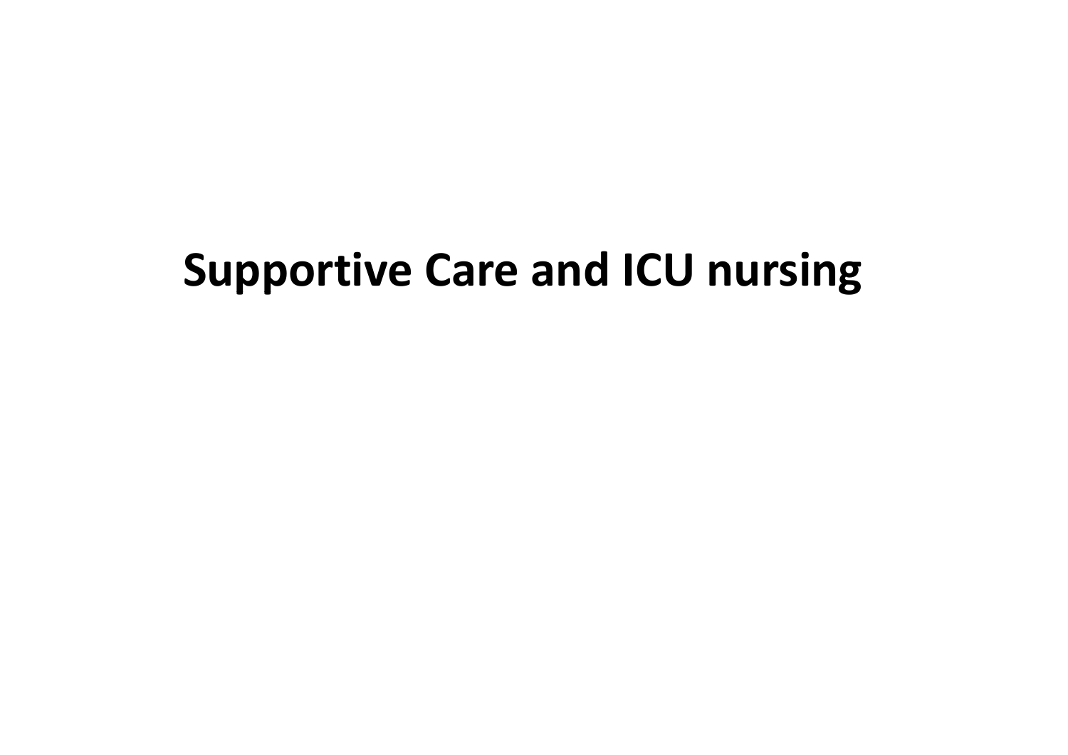# Supportive Care and ICU nursing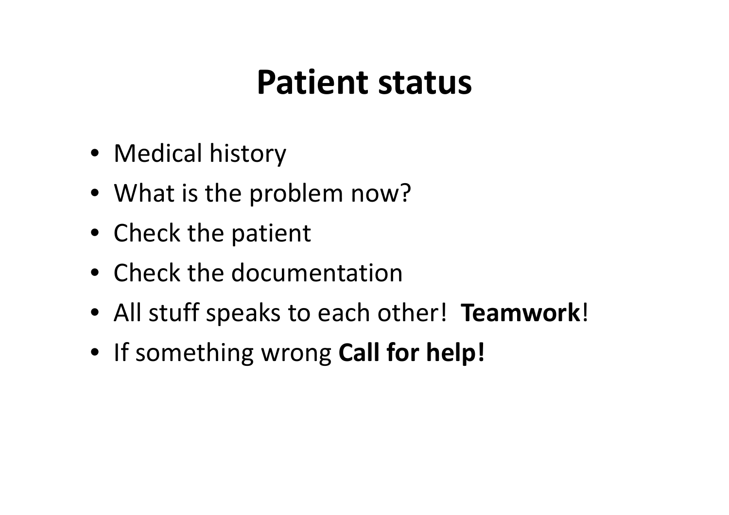# Patient status

- Medical history
- What is the problem now?
- Check the patient
- Check the documentation
- All stuff speaks to each other! **Teamwork**!
- If something wrong **Call for help!**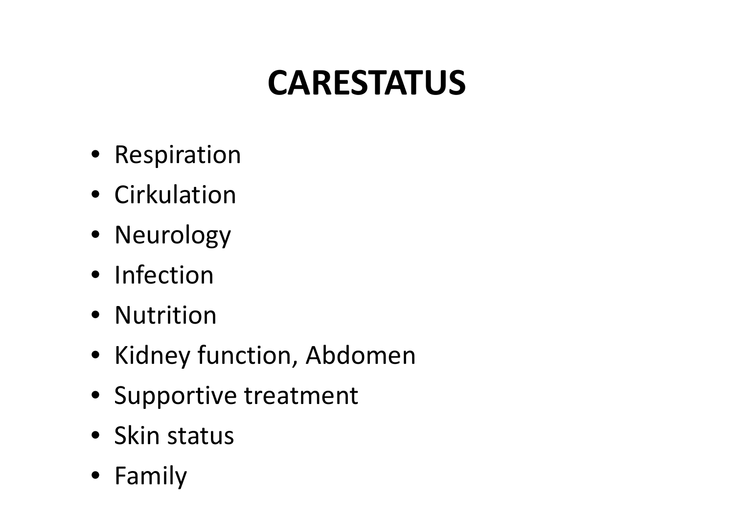# CARESTATUS

- Respiration
- Cirkulation
- Neurology
- Infection
- Nutrition
- Kidney function, Abdomen
- Supportive treatment
- Skin status
- Family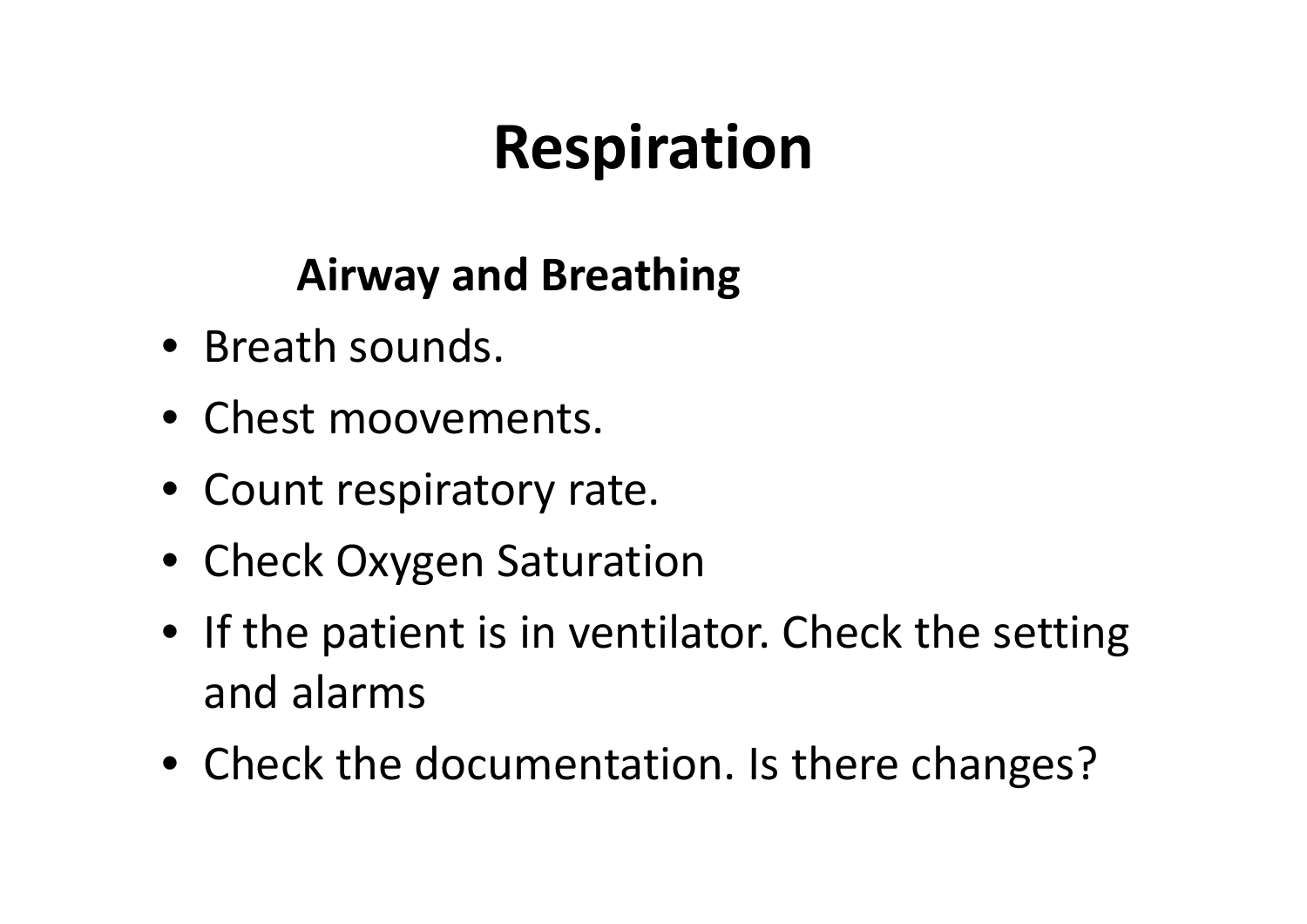# Respiration

### Airway and Breathing

- Breath sounds.
- Chest moovements.
- Count respiratory rate.
- Check Oxygen Saturation
- If the patient is in ventilator. Check the setting and alarms
- Check the documentation. Is there changes?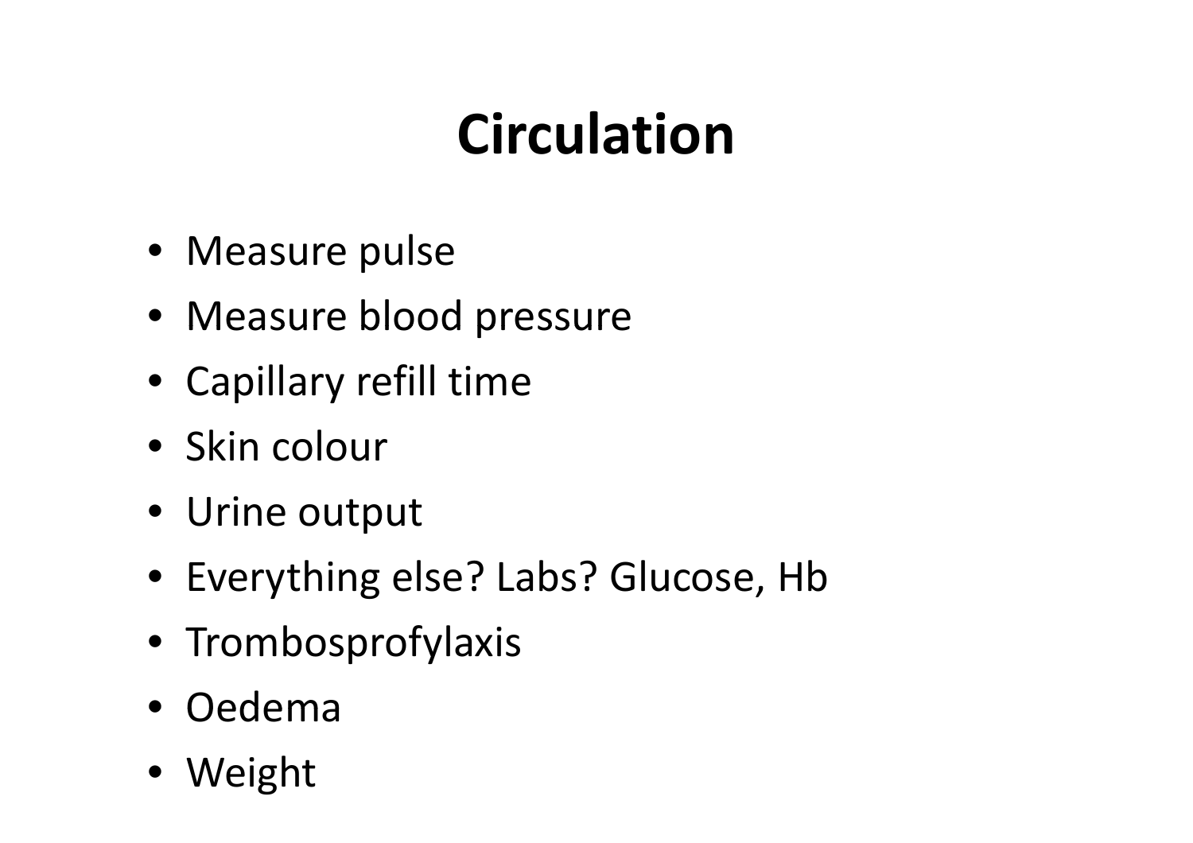# Circulation

- Measure pulse
- Measure blood pressure
- Capillary refill time
- Skin colour
- Urine output
- Everything else? Labs? Glucose, Hb
- Trombosprofylaxis
- Oedema
- Weight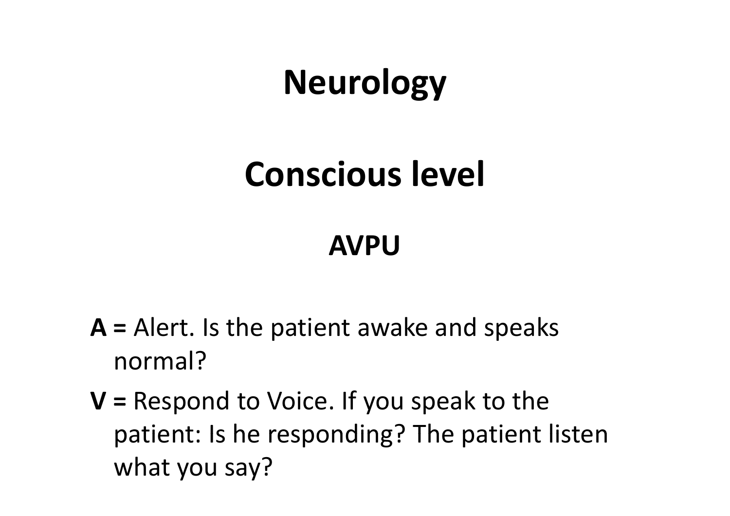# Neurology

## Conscious level

### AVPU

- **A =** Alert. Is the patient awake and speaks normal?
- **V =** Respond to Voice. If you speak to the patient: Is he responding? The patient listen what you say?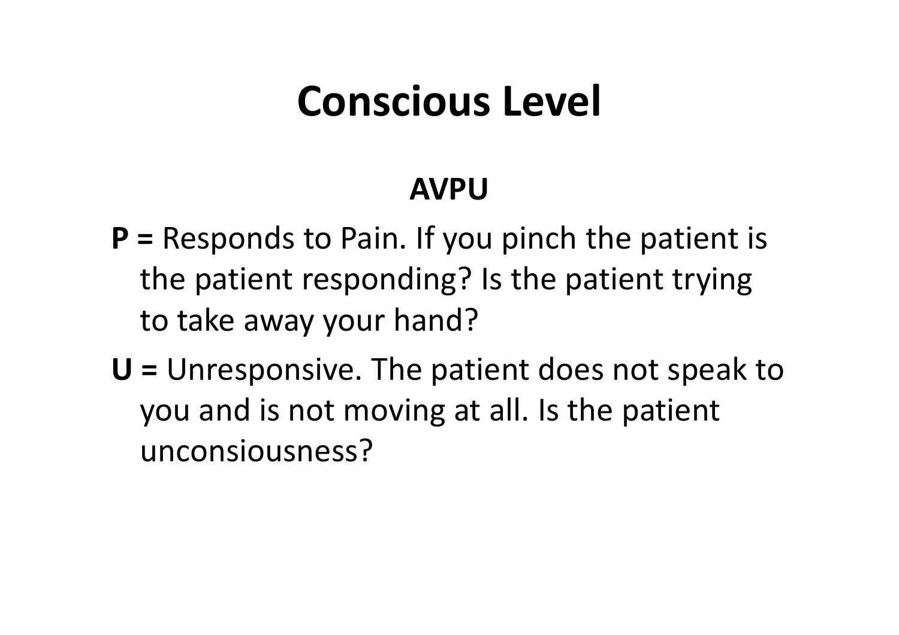# Conscious Level

## AVPU

**P =** Responds to Pain. If you pinch the patient is the patient responding? Is the patient trying to take away your hand?

**U =** Unresponsive. The patient does not speak to you and is not moving at all. Is the patient unconsiousness?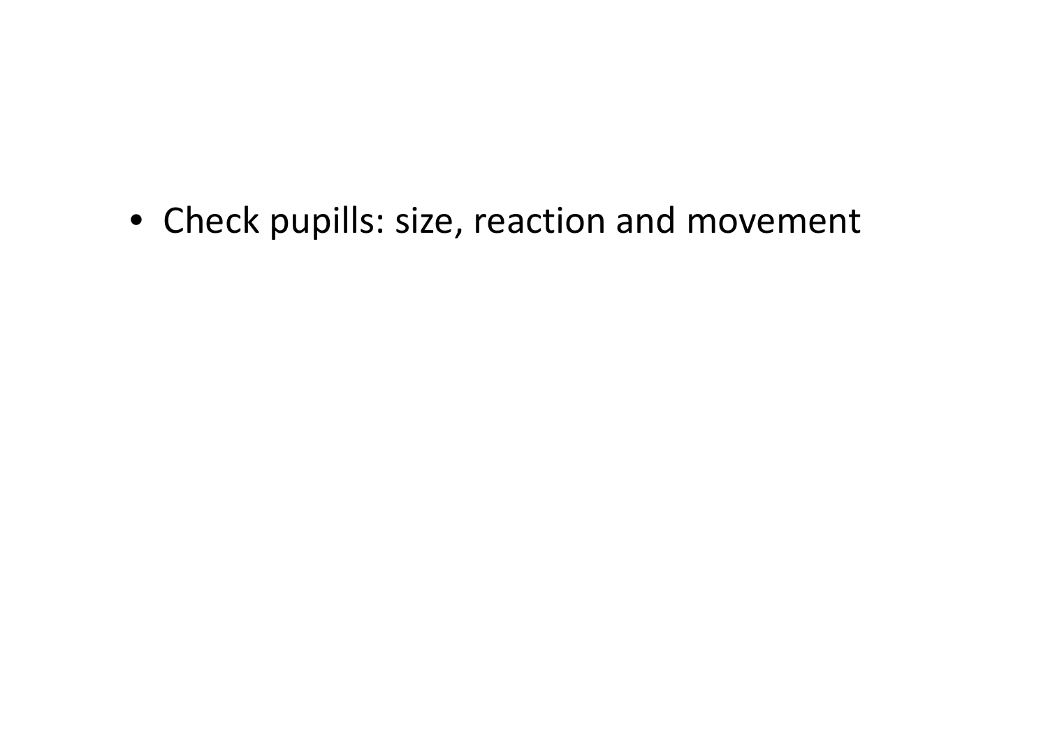- Check pupills: size, reaction and movement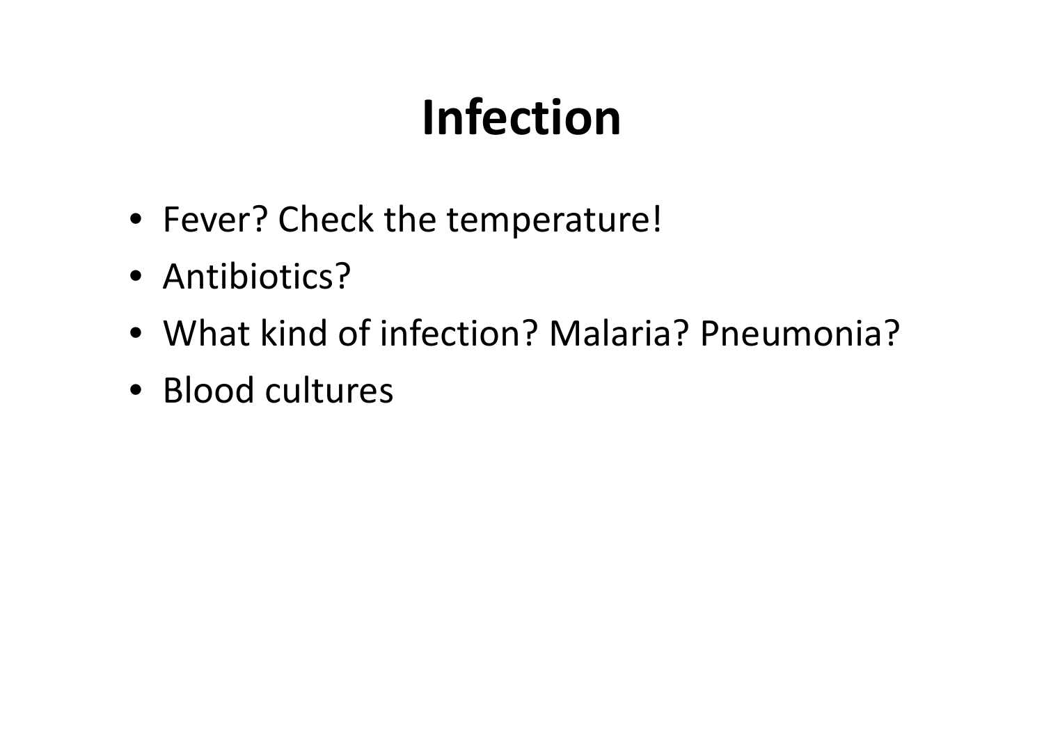# Infection

- Fever? Check the temperature!
- Antibiotics?
- What kind of infection? Malaria? Pneumonia?
- Blood cultures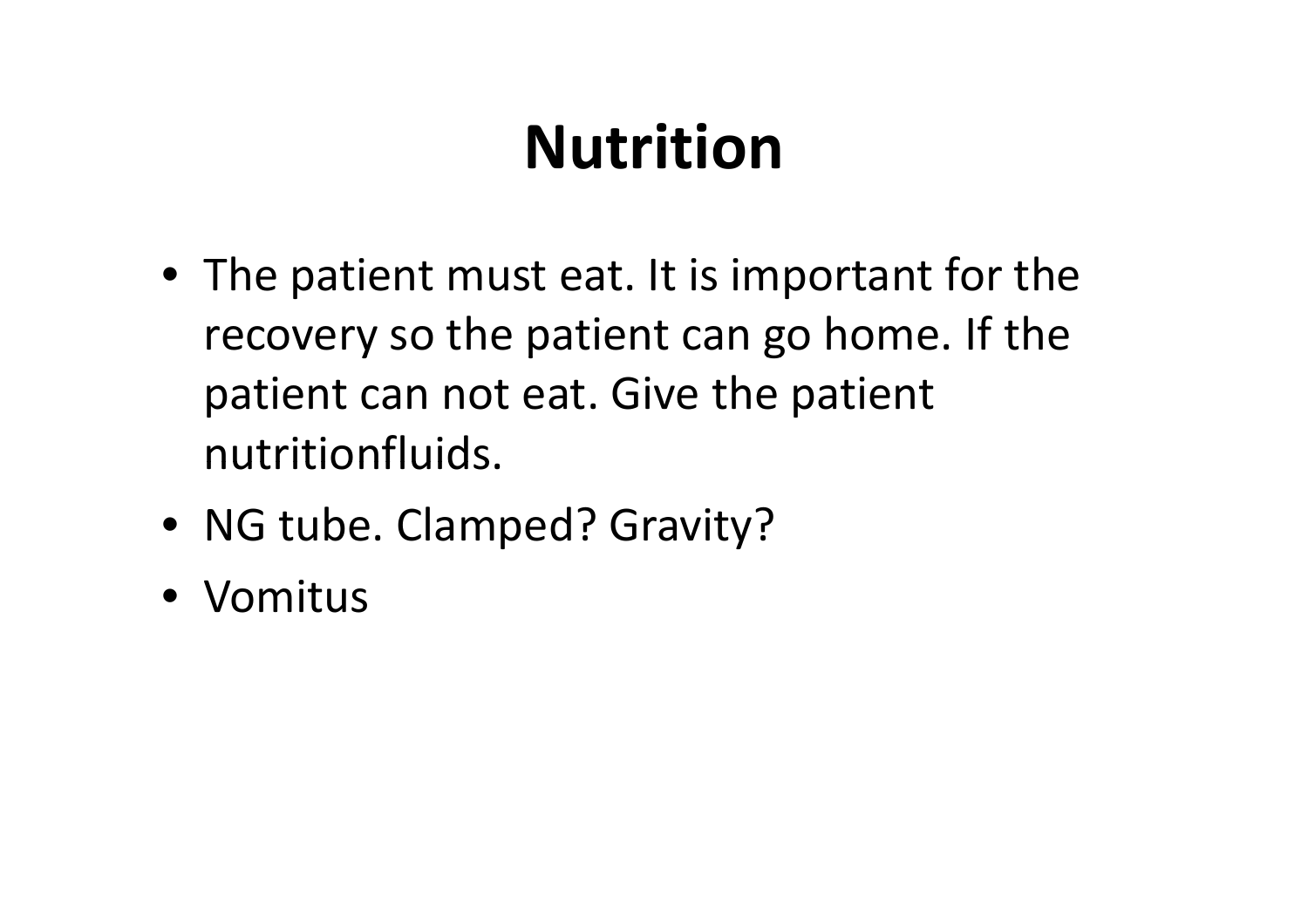# Nutrition

- The patient must eat. It is important for the recovery so the patient can go home. If the patient can not eat. Give the patient nutritionfluids.
- NG tube. Clamped? Gravity?
- Vomitus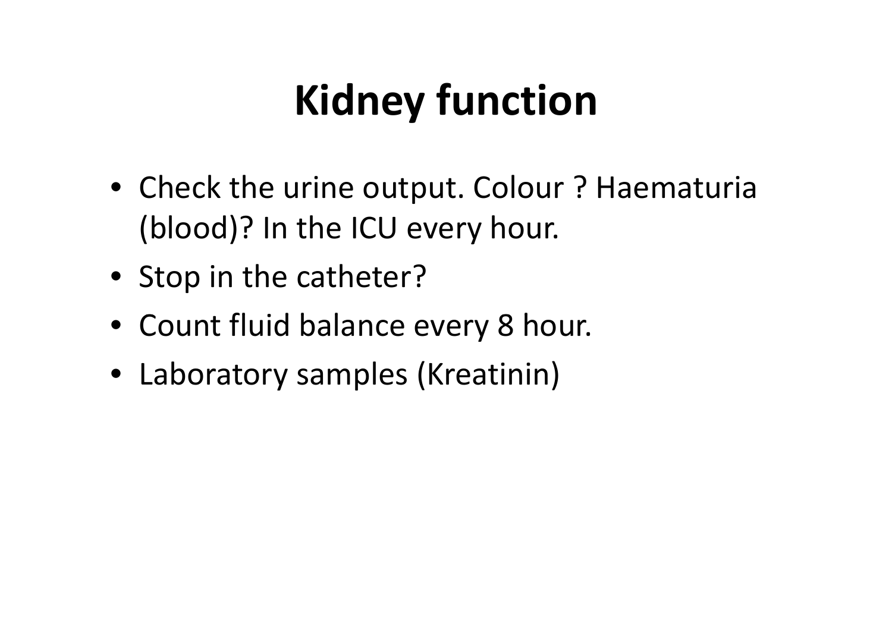# Kidney function

- Check the urine output. Colour ? Haematuria (blood)? In the ICU every hour.
- Stop in the catheter?
- Count fluid balance every 8 hour.
- Laboratory samples (Kreatinin)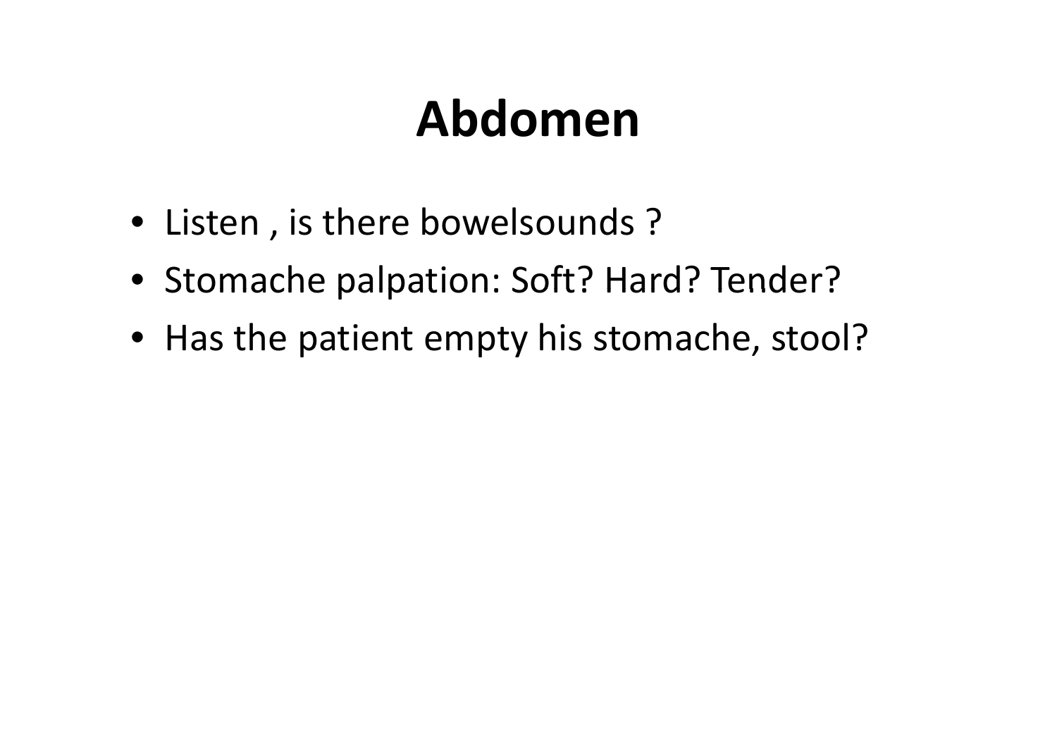# Abdomen

- Listen , is there bowelsounds ?
- Stomache palpation: Soft? Hard? Tender?
- Has the patient empty his stomache, stool?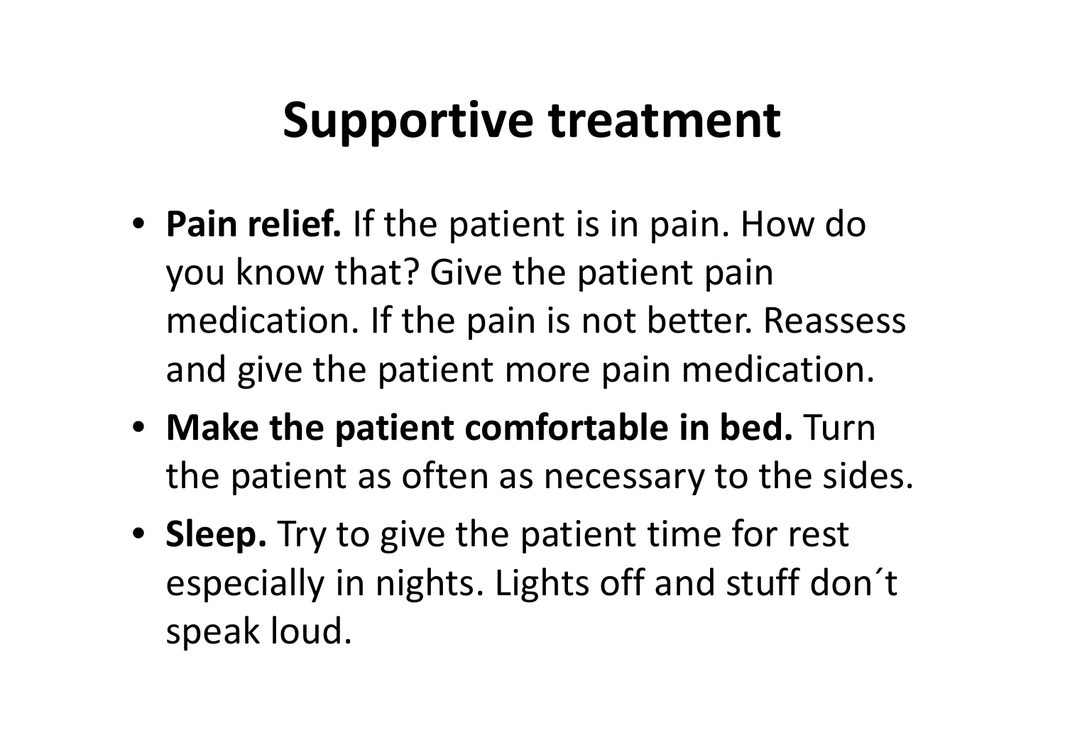# Supportive treatment

- **Pain relief.** If the patient is in pain. How do you know that? Give the patient pain medication. If the pain is not better. Reassess and give the patient more pain medication.
- **Make the patient comfortable in bed.** Turn the patient as often as necessary to the sides.
- **Sleep.** Try to give the patient time for rest especially in nights. Lights off and stuff don´t speak loud.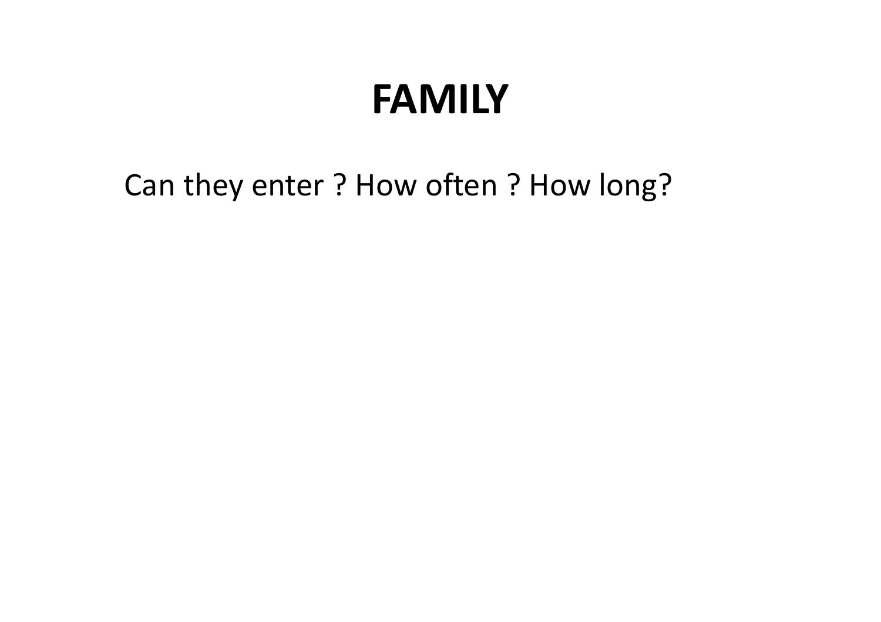# FAMILY

Can they enter ? How often ? How long?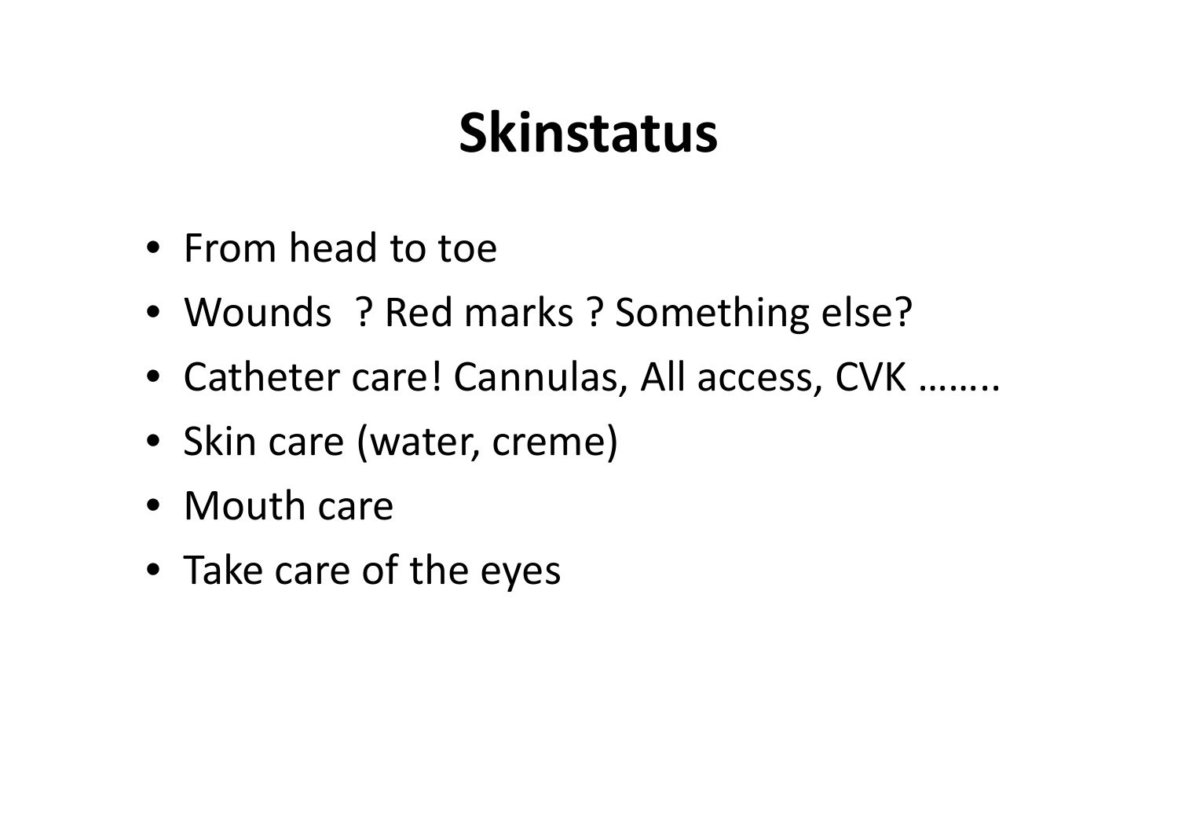# Skinstatus

- From head to toe
- Wounds ? Red marks ? Something else?
- Catheter care! Cannulas, All access, CVK ……..
- Skin care (water, creme)
- Mouth care
- Take care of the eyes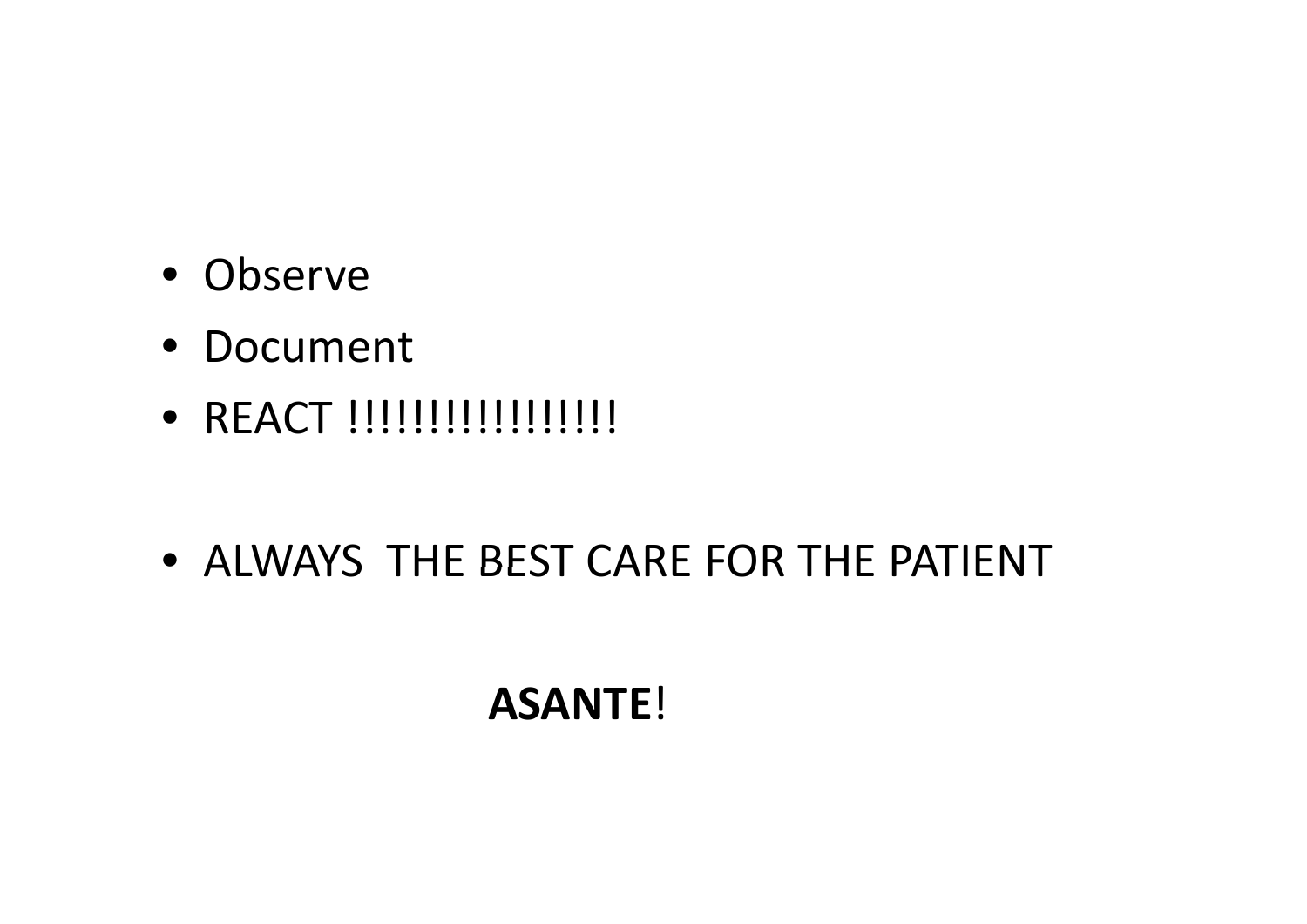- Observe
- Document
- REACT !!!!!!!!!!!!!!!!!

- ALWAYS THE BEST CARE FOR THE PATIENT

**ASANTE**!